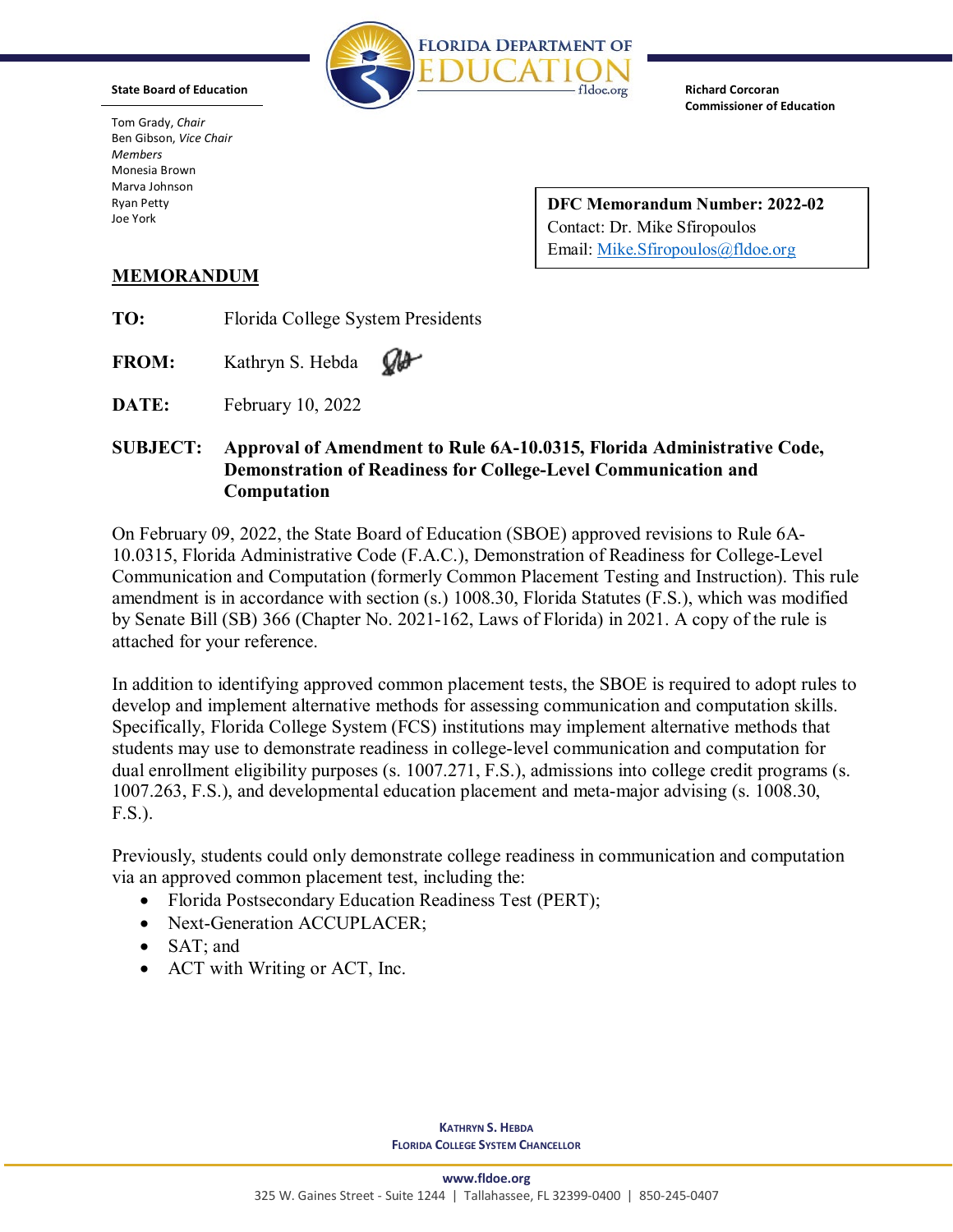FLORIDA DEPARTMENT OF EDUCATION
fldoe.org

**State Board of Education**

Tom Grady, *Chair*
Ben Gibson, *Vice Chair*
*Members*
Monesia Brown
Marva Johnson
Ryan Petty
Joe York

**Richard Corcoran**
**Commissioner of Education**

**DFC Memorandum Number: 2022-02**
Contact: Dr. Mike Sfiropoulos
Email: Mike.Sfiropoulos@fldoe.org

## MEMORANDUM

**TO:** Florida College System Presidents

**FROM:** Kathryn S. Hebda

**DATE:** February 10, 2022

**SUBJECT:** **Approval of Amendment to Rule 6A-10.0315, Florida Administrative Code, Demonstration of Readiness for College-Level Communication and Computation**

On February 09, 2022, the State Board of Education (SBOE) approved revisions to Rule 6A-10.0315, Florida Administrative Code (F.A.C.), Demonstration of Readiness for College-Level Communication and Computation (formerly Common Placement Testing and Instruction). This rule amendment is in accordance with section (s.) 1008.30, Florida Statutes (F.S.), which was modified by Senate Bill (SB) 366 (Chapter No. 2021-162, Laws of Florida) in 2021. A copy of the rule is attached for your reference.

In addition to identifying approved common placement tests, the SBOE is required to adopt rules to develop and implement alternative methods for assessing communication and computation skills. Specifically, Florida College System (FCS) institutions may implement alternative methods that students may use to demonstrate readiness in college-level communication and computation for dual enrollment eligibility purposes (s. 1007.271, F.S.), admissions into college credit programs (s. 1007.263, F.S.), and developmental education placement and meta-major advising (s. 1008.30, F.S.).

Previously, students could only demonstrate college readiness in communication and computation via an approved common placement test, including the:

- Florida Postsecondary Education Readiness Test (PERT);
- Next-Generation ACCUPLACER;
- SAT; and
- ACT with Writing or ACT, Inc.

KATHRYN S. HEBDA
FLORIDA COLLEGE SYSTEM CHANCELLOR

www.fldoe.org
325 W. Gaines Street - Suite 1244 | Tallahassee, FL 32399-0400 | 850-245-0407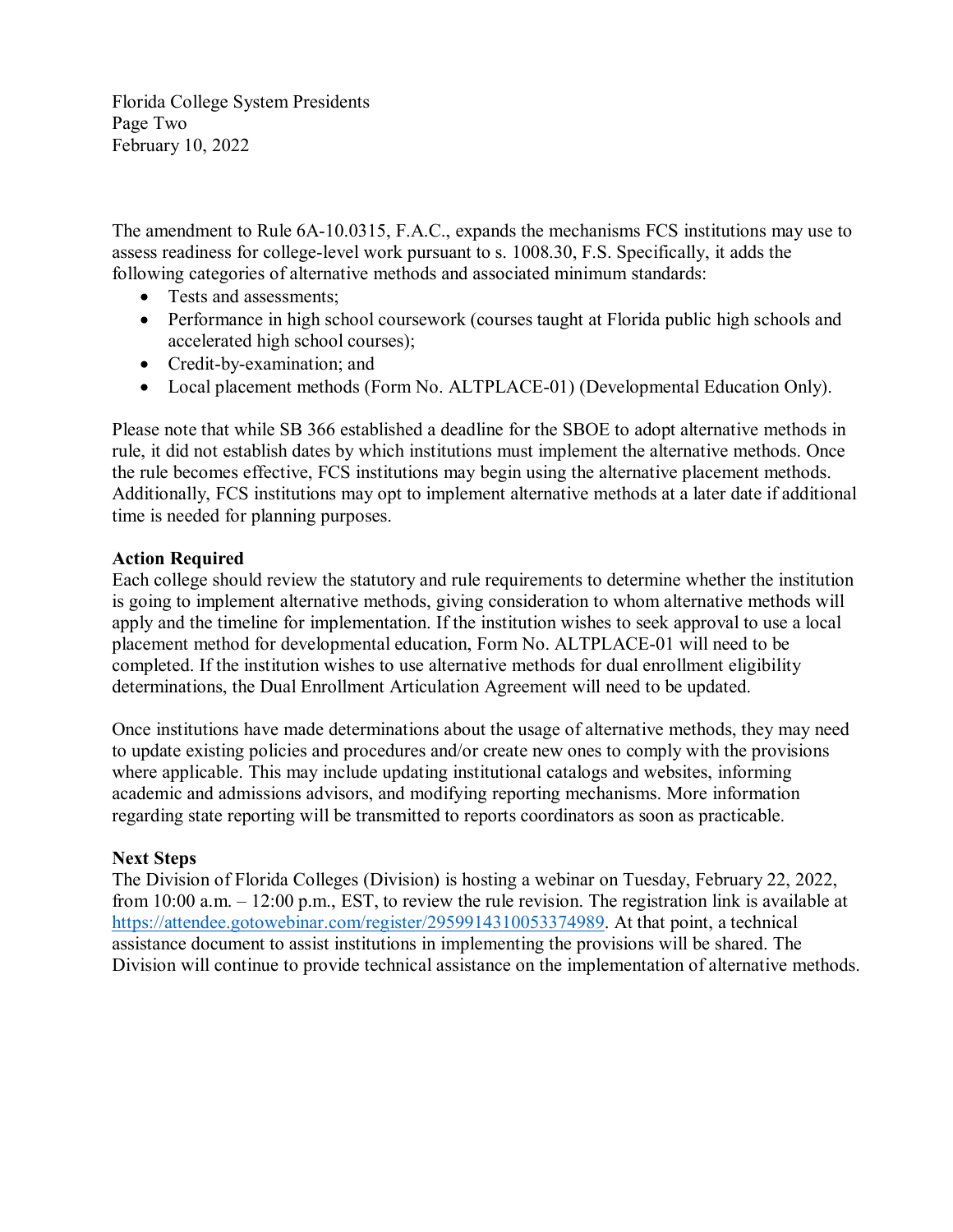The amendment to Rule 6A-10.0315, F.A.C., expands the mechanisms FCS institutions may use to assess readiness for college-level work pursuant to s. 1008.30, F.S. Specifically, it adds the following categories of alternative methods and associated minimum standards:

- Tests and assessments;
- Performance in high school coursework (courses taught at Florida public high schools and accelerated high school courses);
- Credit-by-examination; and
- Local placement methods (Form No. ALTPLACE-01) (Developmental Education Only).

Please note that while SB 366 established a deadline for the SBOE to adopt alternative methods in rule, it did not establish dates by which institutions must implement the alternative methods. Once the rule becomes effective, FCS institutions may begin using the alternative placement methods. Additionally, FCS institutions may opt to implement alternative methods at a later date if additional time is needed for planning purposes.

**Action Required**
Each college should review the statutory and rule requirements to determine whether the institution is going to implement alternative methods, giving consideration to whom alternative methods will apply and the timeline for implementation. If the institution wishes to seek approval to use a local placement method for developmental education, Form No. ALTPLACE-01 will need to be completed. If the institution wishes to use alternative methods for dual enrollment eligibility determinations, the Dual Enrollment Articulation Agreement will need to be updated.

Once institutions have made determinations about the usage of alternative methods, they may need to update existing policies and procedures and/or create new ones to comply with the provisions where applicable. This may include updating institutional catalogs and websites, informing academic and admissions advisors, and modifying reporting mechanisms. More information regarding state reporting will be transmitted to reports coordinators as soon as practicable.

**Next Steps**
The Division of Florida Colleges (Division) is hosting a webinar on Tuesday, February 22, 2022, from 10:00 a.m. – 12:00 p.m., EST, to review the rule revision. The registration link is available at [https://attendee.gotowebinar.com/register/2959914310053374989](https://attendee.gotowebinar.com/register/2959914310053374989). At that point, a technical assistance document to assist institutions in implementing the provisions will be shared. The Division will continue to provide technical assistance on the implementation of alternative methods.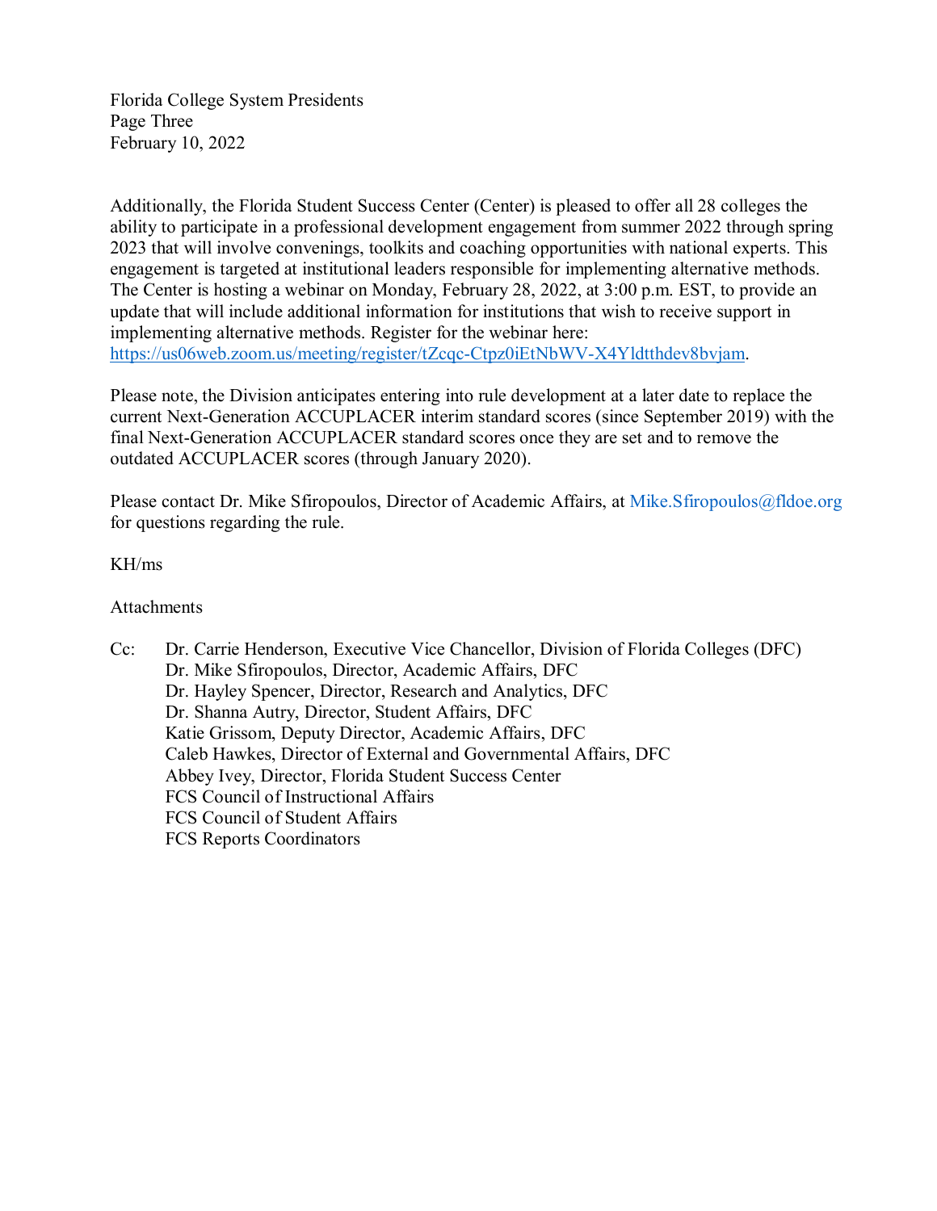Additionally, the Florida Student Success Center (Center) is pleased to offer all 28 colleges the ability to participate in a professional development engagement from summer 2022 through spring 2023 that will involve convenings, toolkits and coaching opportunities with national experts. This engagement is targeted at institutional leaders responsible for implementing alternative methods. The Center is hosting a webinar on Monday, February 28, 2022, at 3:00 p.m. EST, to provide an update that will include additional information for institutions that wish to receive support in implementing alternative methods. Register for the webinar here: https://us06web.zoom.us/meeting/register/tZcqc-Ctpz0iEtNbWV-X4Yldtthdev8bvjam.

Please note, the Division anticipates entering into rule development at a later date to replace the current Next-Generation ACCUPLACER interim standard scores (since September 2019) with the final Next-Generation ACCUPLACER standard scores once they are set and to remove the outdated ACCUPLACER scores (through January 2020).

Please contact Dr. Mike Sfiropoulos, Director of Academic Affairs, at Mike.Sfiropoulos@fldoe.org for questions regarding the rule.

KH/ms

Attachments

Cc: Dr. Carrie Henderson, Executive Vice Chancellor, Division of Florida Colleges (DFC)
Dr. Mike Sfiropoulos, Director, Academic Affairs, DFC
Dr. Hayley Spencer, Director, Research and Analytics, DFC
Dr. Shanna Autry, Director, Student Affairs, DFC
Katie Grissom, Deputy Director, Academic Affairs, DFC
Caleb Hawkes, Director of External and Governmental Affairs, DFC
Abbey Ivey, Director, Florida Student Success Center
FCS Council of Instructional Affairs
FCS Council of Student Affairs
FCS Reports Coordinators